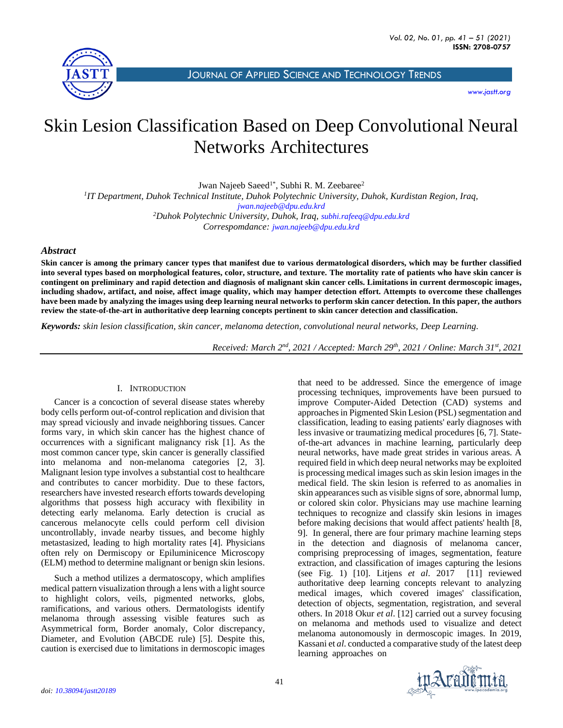# Skin Lesion Classification Based on Deep Convolutional Neural Networks Architectures

Jwan Najeeb Saeed[1*], Subhi R. M. Zeebaree[2]

[1]*IT Department, Duhok Technical Institute, Duhok Polytechnic University, Duhok, Kurdistan Region, Iraq,* *jwan.najeeb@dpu.edu.krd*

[2]*Duhok Polytechnic University, Duhok, Iraq,* *subhi.rafeeq@dpu.edu.krd*

*Correspomdance:* *jwan.najeeb@dpu.edu.krd*

### Abstract

**Skin cancer is among the primary cancer types that manifest due to various dermatological disorders, which may be further classified into several types based on morphological features, color, structure, and texture. The mortality rate of patients who have skin cancer is contingent on preliminary and rapid detection and diagnosis of malignant skin cancer cells. Limitations in current dermoscopic images, including shadow, artifact, and noise, affect image quality, which may hamper detection effort. Attempts to overcome these challenges have been made by analyzing the images using deep learning neural networks to perform skin cancer detection. In this paper, the authors review the state-of-the-art in authoritative deep learning concepts pertinent to skin cancer detection and classification.**

***Keywords:*** *skin lesion classification, skin cancer, melanoma detection, convolutional neural networks, Deep Learning.*

*Received: March 2nd, 2021 / Accepted: March 29th, 2021 / Online: March 31st, 2021*

## I. Introduction

Cancer is a concoction of several disease states whereby body cells perform out-of-control replication and division that may spread viciously and invade neighboring tissues. Cancer forms vary, in which skin cancer has the highest chance of occurrences with a significant malignancy risk [1]. As the most common cancer type, skin cancer is generally classified into melanoma and non-melanoma categories [2, 3]. Malignant lesion type involves a substantial cost to healthcare and contributes to cancer morbidity. Due to these factors, researchers have invested research efforts towards developing algorithms that possess high accuracy with flexibility in detecting early melanoma. Early detection is crucial as cancerous melanocyte cells could perform cell division uncontrollably, invade nearby tissues, and become highly metastasized, leading to high mortality rates [4]. Physicians often rely on Dermiscopy or Epiluminicence Microscopy (ELM) method to determine malignant or benign skin lesions.

Such a method utilizes a dermatoscopy, which amplifies medical pattern visualization through a lens with a light source to highlight colors, veils, pigmented networks, globs, ramifications, and various others. Dermatologists identify melanoma through assessing visible features such as Asymmetrical form, Border anomaly, Color discrepancy, Diameter, and Evolution (ABCDE rule) [5]. Despite this, caution is exercised due to limitations in dermoscopic images that need to be addressed. Since the emergence of image processing techniques, improvements have been pursued to improve Computer-Aided Detection (CAD) systems and approaches in Pigmented Skin Lesion (PSL) segmentation and classification, leading to easing patients' early diagnoses with less invasive or traumatizing medical procedures [6, 7]. State-of-the-art advances in machine learning, particularly deep neural networks, have made great strides in various areas. A required field in which deep neural networks may be exploited is processing medical images such as skin lesion images in the medical field. The skin lesion is referred to as anomalies in skin appearances such as visible signs of sore, abnormal lump, or colored skin color. Physicians may use machine learning techniques to recognize and classify skin lesions in images before making decisions that would affect patients' health [8, 9]. In general, there are four primary machine learning steps in the detection and diagnosis of melanoma cancer, comprising preprocessing of images, segmentation, feature extraction, and classification of images capturing the lesions (see Fig. 1) [10]. Litjens *et al*. 2017 [11] reviewed authoritative deep learning concepts relevant to analyzing medical images, which covered images' classification, detection of objects, segmentation, registration, and several others. In 2018 Okur *et al*. [12] carried out a survey focusing on melanoma and methods used to visualize and detect melanoma autonomously in dermoscopic images. In 2019, Kassani et *al*. conducted a comparative study of the latest deep learning approaches on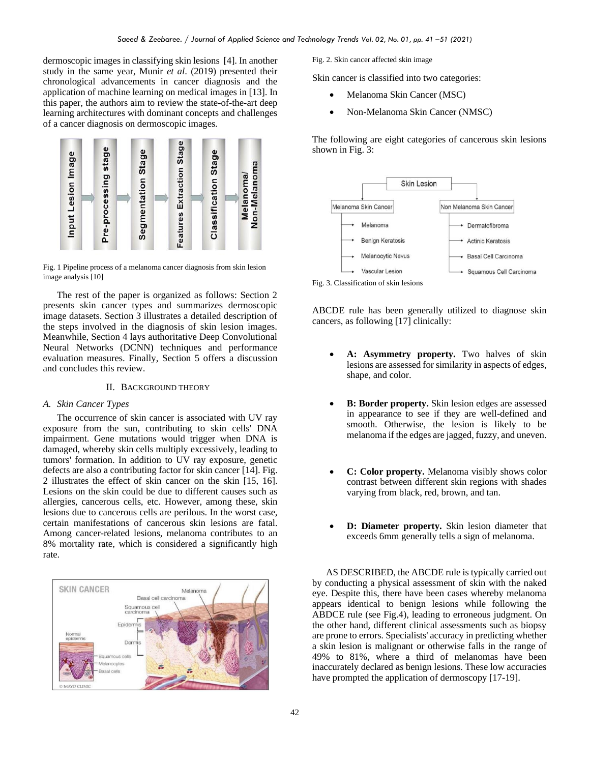dermoscopic images in classifying skin lesions [4]. In another study in the same year, Munir *et al*. (2019) presented their chronological advancements in cancer diagnosis and the application of machine learning on medical images in [13]. In this paper, the authors aim to review the state-of-the-art deep learning architectures with dominant concepts and challenges of a cancer diagnosis on dermoscopic images.

Fig. 1 Pipeline process of a melanoma cancer diagnosis from skin lesion image analysis [10]

The rest of the paper is organized as follows: Section 2 presents skin cancer types and summarizes dermoscopic image datasets. Section 3 illustrates a detailed description of the steps involved in the diagnosis of skin lesion images. Meanwhile, Section 4 lays authoritative Deep Convolutional Neural Networks (DCNN) techniques and performance evaluation measures. Finally, Section 5 offers a discussion and concludes this review.

## II. Background Theory

### A. Skin Cancer Types

The occurrence of skin cancer is associated with UV ray exposure from the sun, contributing to skin cells' DNA impairment. Gene mutations would trigger when DNA is damaged, whereby skin cells multiply excessively, leading to tumors' formation. In addition to UV ray exposure, genetic defects are also a contributing factor for skin cancer [14]. Fig. 2 illustrates the effect of skin cancer on the skin [15, 16]. Lesions on the skin could be due to different causes such as allergies, cancerous cells, etc. However, among these, skin lesions due to cancerous cells are perilous. In the worst case, certain manifestations of cancerous skin lesions are fatal. Among cancer-related lesions, melanoma contributes to an 8% mortality rate, which is considered a significantly high rate.

Fig. 2. Skin cancer affected skin image

Skin cancer is classified into two categories:

- Melanoma Skin Cancer (MSC)
- Non-Melanoma Skin Cancer (NMSC)

The following are eight categories of cancerous skin lesions shown in Fig. 3:

Fig. 3. Classification of skin lesions

ABCDE rule has been generally utilized to diagnose skin cancers, as following [17] clinically:

- **A: Asymmetry property.** Two halves of skin lesions are assessed for similarity in aspects of edges, shape, and color.
- **B: Border property.** Skin lesion edges are assessed in appearance to see if they are well-defined and smooth. Otherwise, the lesion is likely to be melanoma if the edges are jagged, fuzzy, and uneven.
- **C: Color property.** Melanoma visibly shows color contrast between different skin regions with shades varying from black, red, brown, and tan.
- **D: Diameter property.** Skin lesion diameter that exceeds 6mm generally tells a sign of melanoma.

AS DESCRIBED, the ABCDE rule is typically carried out by conducting a physical assessment of skin with the naked eye. Despite this, there have been cases whereby melanoma appears identical to benign lesions while following the ABDCE rule (see Fig.4), leading to erroneous judgment. On the other hand, different clinical assessments such as biopsy are prone to errors. Specialists' accuracy in predicting whether a skin lesion is malignant or otherwise falls in the range of 49% to 81%, where a third of melanomas have been inaccurately declared as benign lesions. These low accuracies have prompted the application of dermoscopy [17-19].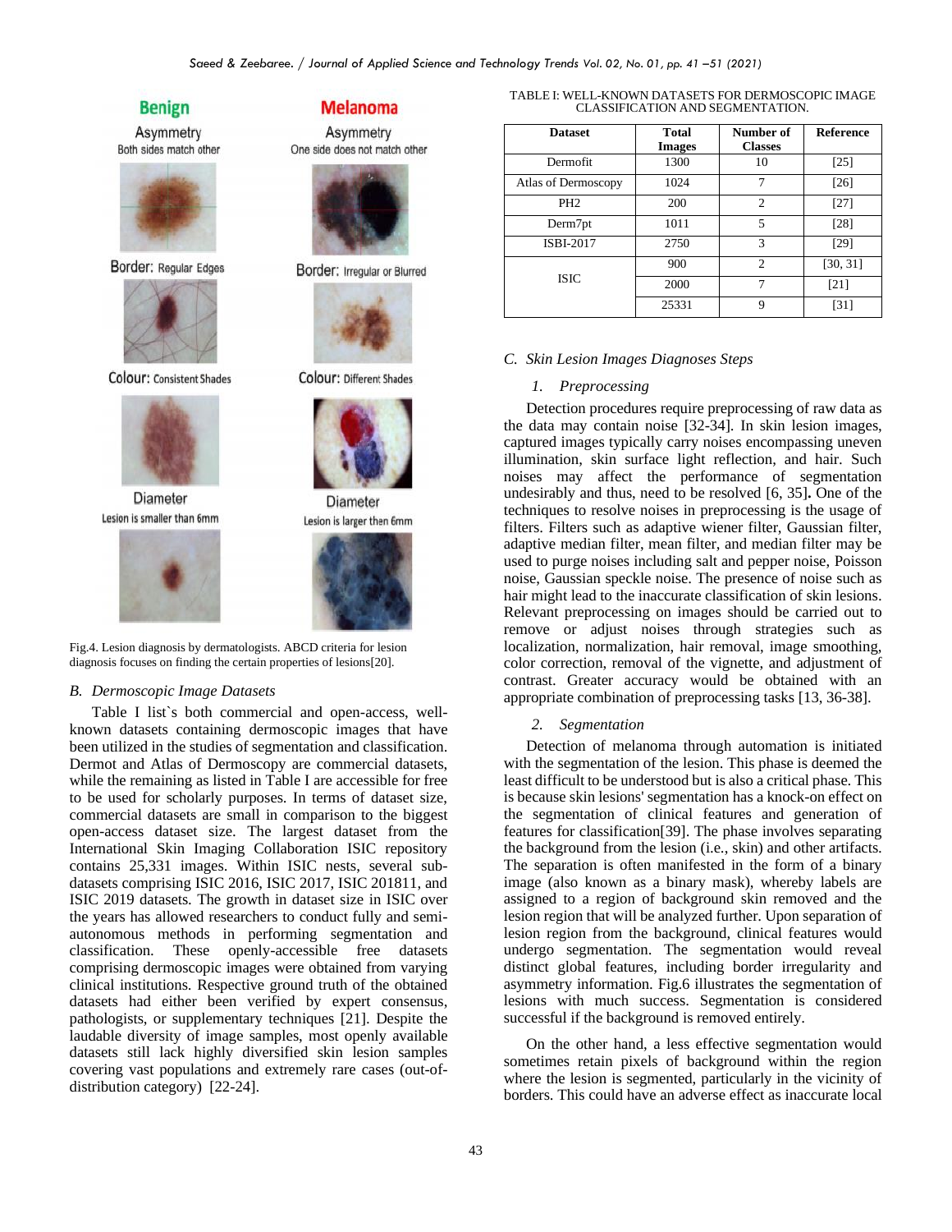Fig.4. Lesion diagnosis by dermatologists. ABCD criteria for lesion diagnosis focuses on finding the certain properties of lesions[20].

### B. Dermoscopic Image Datasets

Table I list`s both commercial and open-access, well-known datasets containing dermoscopic images that have been utilized in the studies of segmentation and classification. Dermot and Atlas of Dermoscopy are commercial datasets, while the remaining as listed in Table I are accessible for free to be used for scholarly purposes. In terms of dataset size, commercial datasets are small in comparison to the biggest open-access dataset size. The largest dataset from the International Skin Imaging Collaboration ISIC repository contains 25,331 images. Within ISIC nests, several sub-datasets comprising ISIC 2016, ISIC 2017, ISIC 201811, and ISIC 2019 datasets. The growth in dataset size in ISIC over the years has allowed researchers to conduct fully and semi-autonomous methods in performing segmentation and classification. These openly-accessible free datasets comprising dermoscopic images were obtained from varying clinical institutions. Respective ground truth of the obtained datasets had either been verified by expert consensus, pathologists, or supplementary techniques [21]. Despite the laudable diversity of image samples, most openly available datasets still lack highly diversified skin lesion samples covering vast populations and extremely rare cases (out-of-distribution category) [22-24].

TABLE I: WELL-KNOWN DATASETS FOR DERMOSCOPIC IMAGE CLASSIFICATION AND SEGMENTATION.

| Dataset | Total Images | Number of Classes | Reference |
|---|---|---|---|
| Dermofit | 1300 | 10 | [25] |
| Atlas of Dermoscopy | 1024 | 7 | [26] |
| PH2 | 200 | 2 | [27] |
| Derm7pt | 1011 | 5 | [28] |
| ISBI-2017 | 2750 | 3 | [29] |
| ISIC | 900 | 2 | [30, 31] |
| | 2000 | 7 | [21] |
| | 25331 | 9 | [31] |

### C. Skin Lesion Images Diagnoses Steps

#### 1. Preprocessing

Detection procedures require preprocessing of raw data as the data may contain noise [32-34]. In skin lesion images, captured images typically carry noises encompassing uneven illumination, skin surface light reflection, and hair. Such noises may affect the performance of segmentation undesirably and thus, need to be resolved [6, 35]. One of the techniques to resolve noises in preprocessing is the usage of filters. Filters such as adaptive wiener filter, Gaussian filter, adaptive median filter, mean filter, and median filter may be used to purge noises including salt and pepper noise, Poisson noise, Gaussian speckle noise. The presence of noise such as hair might lead to the inaccurate classification of skin lesions. Relevant preprocessing on images should be carried out to remove or adjust noises through strategies such as localization, normalization, hair removal, image smoothing, color correction, removal of the vignette, and adjustment of contrast. Greater accuracy would be obtained with an appropriate combination of preprocessing tasks [13, 36-38].

#### 2. Segmentation

Detection of melanoma through automation is initiated with the segmentation of the lesion. This phase is deemed the least difficult to be understood but is also a critical phase. This is because skin lesions' segmentation has a knock-on effect on the segmentation of clinical features and generation of features for classification[39]. The phase involves separating the background from the lesion (i.e., skin) and other artifacts. The separation is often manifested in the form of a binary image (also known as a binary mask), whereby labels are assigned to a region of background skin removed and the lesion region that will be analyzed further. Upon separation of lesion region from the background, clinical features would undergo segmentation. The segmentation would reveal distinct global features, including border irregularity and asymmetry information. Fig.6 illustrates the segmentation of lesions with much success. Segmentation is considered successful if the background is removed entirely.

On the other hand, a less effective segmentation would sometimes retain pixels of background within the region where the lesion is segmented, particularly in the vicinity of borders. This could have an adverse effect as inaccurate local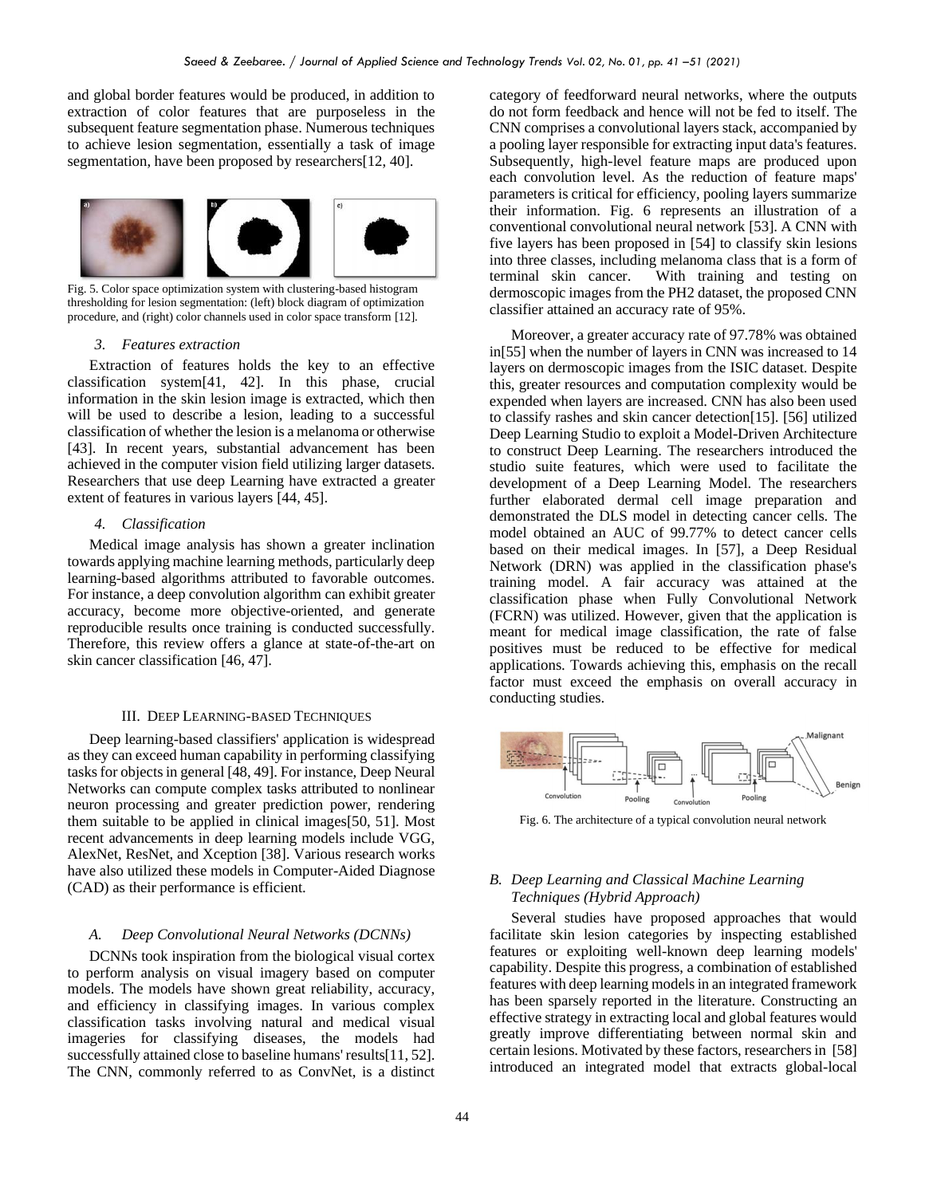and global border features would be produced, in addition to extraction of color features that are purposeless in the subsequent feature segmentation phase. Numerous techniques to achieve lesion segmentation, essentially a task of image segmentation, have been proposed by researchers[12, 40].

Fig. 5. Color space optimization system with clustering-based histogram thresholding for lesion segmentation: (left) block diagram of optimization procedure, and (right) color channels used in color space transform [12].

#### 3. Features extraction

Extraction of features holds the key to an effective classification system[41, 42]. In this phase, crucial information in the skin lesion image is extracted, which then will be used to describe a lesion, leading to a successful classification of whether the lesion is a melanoma or otherwise [43]. In recent years, substantial advancement has been achieved in the computer vision field utilizing larger datasets. Researchers that use deep Learning have extracted a greater extent of features in various layers [44, 45].

#### 4. Classification

Medical image analysis has shown a greater inclination towards applying machine learning methods, particularly deep learning-based algorithms attributed to favorable outcomes. For instance, a deep convolution algorithm can exhibit greater accuracy, become more objective-oriented, and generate reproducible results once training is conducted successfully. Therefore, this review offers a glance at state-of-the-art on skin cancer classification [46, 47].

## III. Deep Learning-based Techniques

Deep learning-based classifiers' application is widespread as they can exceed human capability in performing classifying tasks for objects in general [48, 49]. For instance, Deep Neural Networks can compute complex tasks attributed to nonlinear neuron processing and greater prediction power, rendering them suitable to be applied in clinical images[50, 51]. Most recent advancements in deep learning models include VGG, AlexNet, ResNet, and Xception [38]. Various research works have also utilized these models in Computer-Aided Diagnose (CAD) as their performance is efficient.

### A. Deep Convolutional Neural Networks (DCNNs)

DCNNs took inspiration from the biological visual cortex to perform analysis on visual imagery based on computer models. The models have shown great reliability, accuracy, and efficiency in classifying images. In various complex classification tasks involving natural and medical visual imageries for classifying diseases, the models had successfully attained close to baseline humans' results[11, 52]. The CNN, commonly referred to as ConvNet, is a distinct category of feedforward neural networks, where the outputs do not form feedback and hence will not be fed to itself. The CNN comprises a convolutional layers stack, accompanied by a pooling layer responsible for extracting input data's features. Subsequently, high-level feature maps are produced upon each convolution level. As the reduction of feature maps' parameters is critical for efficiency, pooling layers summarize their information. Fig. 6 represents an illustration of a conventional convolutional neural network [53]. A CNN with five layers has been proposed in [54] to classify skin lesions into three classes, including melanoma class that is a form of terminal skin cancer. With training and testing on dermoscopic images from the PH2 dataset, the proposed CNN classifier attained an accuracy rate of 95%.

Moreover, a greater accuracy rate of 97.78% was obtained in[55] when the number of layers in CNN was increased to 14 layers on dermoscopic images from the ISIC dataset. Despite this, greater resources and computation complexity would be expended when layers are increased. CNN has also been used to classify rashes and skin cancer detection[15]. [56] utilized Deep Learning Studio to exploit a Model-Driven Architecture to construct Deep Learning. The researchers introduced the studio suite features, which were used to facilitate the development of a Deep Learning Model. The researchers further elaborated dermal cell image preparation and demonstrated the DLS model in detecting cancer cells. The model obtained an AUC of 99.77% to detect cancer cells based on their medical images. In [57], a Deep Residual Network (DRN) was applied in the classification phase's training model. A fair accuracy was attained at the classification phase when Fully Convolutional Network (FCRN) was utilized. However, given that the application is meant for medical image classification, the rate of false positives must be reduced to be effective for medical applications. Towards achieving this, emphasis on the recall factor must exceed the emphasis on overall accuracy in conducting studies.

Fig. 6. The architecture of a typical convolution neural network

### B. Deep Learning and Classical Machine Learning Techniques (Hybrid Approach)

Several studies have proposed approaches that would facilitate skin lesion categories by inspecting established features or exploiting well-known deep learning models' capability. Despite this progress, a combination of established features with deep learning models in an integrated framework has been sparsely reported in the literature. Constructing an effective strategy in extracting local and global features would greatly improve differentiating between normal skin and certain lesions. Motivated by these factors, researchers in [58] introduced an integrated model that extracts global-local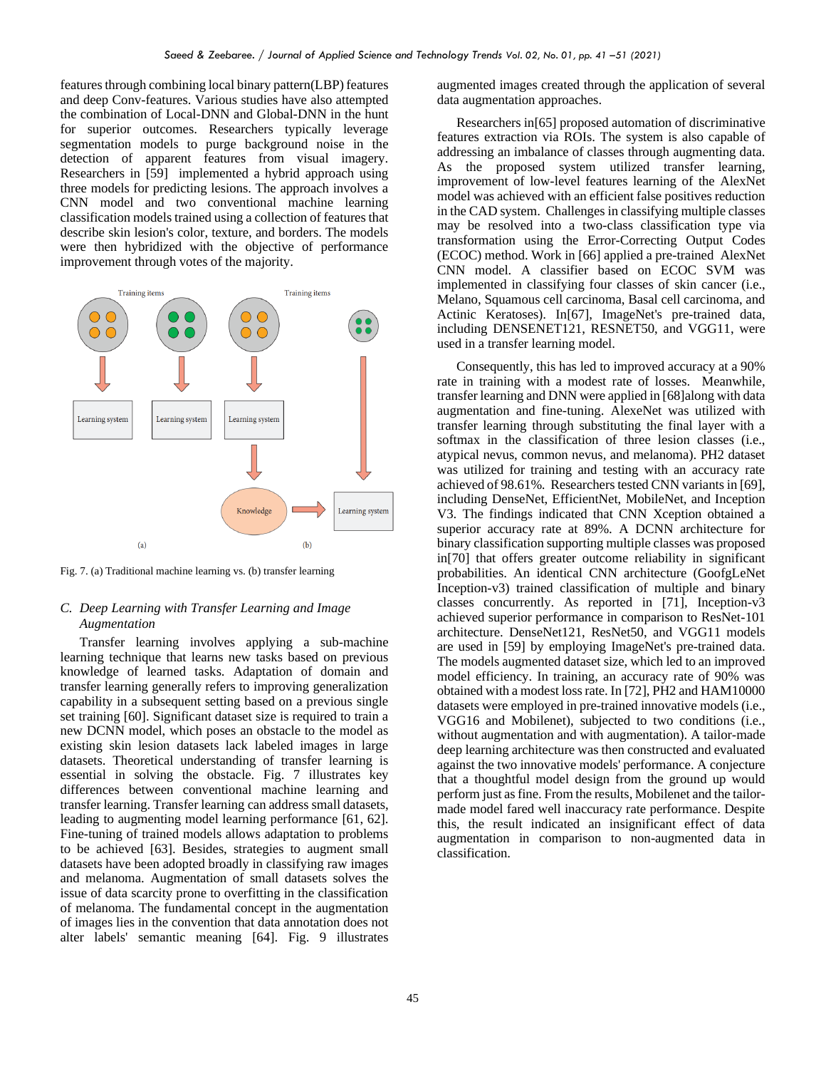features through combining local binary pattern(LBP) features and deep Conv-features. Various studies have also attempted the combination of Local-DNN and Global-DNN in the hunt for superior outcomes. Researchers typically leverage segmentation models to purge background noise in the detection of apparent features from visual imagery. Researchers in [59] implemented a hybrid approach using three models for predicting lesions. The approach involves a CNN model and two conventional machine learning classification models trained using a collection of features that describe skin lesion's color, texture, and borders. The models were then hybridized with the objective of performance improvement through votes of the majority.

Fig. 7. (a) Traditional machine learning vs. (b) transfer learning

### *C. Deep Learning with Transfer Learning and Image Augmentation*

Transfer learning involves applying a sub-machine learning technique that learns new tasks based on previous knowledge of learned tasks. Adaptation of domain and transfer learning generally refers to improving generalization capability in a subsequent setting based on a previous single set training [60]. Significant dataset size is required to train a new DCNN model, which poses an obstacle to the model as existing skin lesion datasets lack labeled images in large datasets. Theoretical understanding of transfer learning is essential in solving the obstacle. Fig. 7 illustrates key differences between conventional machine learning and transfer learning. Transfer learning can address small datasets, leading to augmenting model learning performance [61, 62]. Fine-tuning of trained models allows adaptation to problems to be achieved [63]. Besides, strategies to augment small datasets have been adopted broadly in classifying raw images and melanoma. Augmentation of small datasets solves the issue of data scarcity prone to overfitting in the classification of melanoma. The fundamental concept in the augmentation of images lies in the convention that data annotation does not alter labels' semantic meaning [64]. Fig. 9 illustrates augmented images created through the application of several data augmentation approaches.

Researchers in[65] proposed automation of discriminative features extraction via ROIs. The system is also capable of addressing an imbalance of classes through augmenting data. As the proposed system utilized transfer learning, improvement of low-level features learning of the AlexNet model was achieved with an efficient false positives reduction in the CAD system. Challenges in classifying multiple classes may be resolved into a two-class classification type via transformation using the Error-Correcting Output Codes (ECOC) method. Work in [66] applied a pre-trained AlexNet CNN model. A classifier based on ECOC SVM was implemented in classifying four classes of skin cancer (i.e., Melano, Squamous cell carcinoma, Basal cell carcinoma, and Actinic Keratoses). In[67], ImageNet's pre-trained data, including DENSENET121, RESNET50, and VGG11, were used in a transfer learning model.

Consequently, this has led to improved accuracy at a 90% rate in training with a modest rate of losses. Meanwhile, transfer learning and DNN were applied in [68]along with data augmentation and fine-tuning. AlexeNet was utilized with transfer learning through substituting the final layer with a softmax in the classification of three lesion classes (i.e., atypical nevus, common nevus, and melanoma). PH2 dataset was utilized for training and testing with an accuracy rate achieved of 98.61%. Researchers tested CNN variants in [69], including DenseNet, EfficientNet, MobileNet, and Inception V3. The findings indicated that CNN Xception obtained a superior accuracy rate at 89%. A DCNN architecture for binary classification supporting multiple classes was proposed in[70] that offers greater outcome reliability in significant probabilities. An identical CNN architecture (GoofgLeNet Inception-v3) trained classification of multiple and binary classes concurrently. As reported in [71], Inception-v3 achieved superior performance in comparison to ResNet-101 architecture. DenseNet121, ResNet50, and VGG11 models are used in [59] by employing ImageNet's pre-trained data. The models augmented dataset size, which led to an improved model efficiency. In training, an accuracy rate of 90% was obtained with a modest loss rate. In [72], PH2 and HAM10000 datasets were employed in pre-trained innovative models (i.e., VGG16 and Mobilenet), subjected to two conditions (i.e., without augmentation and with augmentation). A tailor-made deep learning architecture was then constructed and evaluated against the two innovative models' performance. A conjecture that a thoughtful model design from the ground up would perform just as fine. From the results, Mobilenet and the tailor-made model fared well inaccuracy rate performance. Despite this, the result indicated an insignificant effect of data augmentation in comparison to non-augmented data in classification.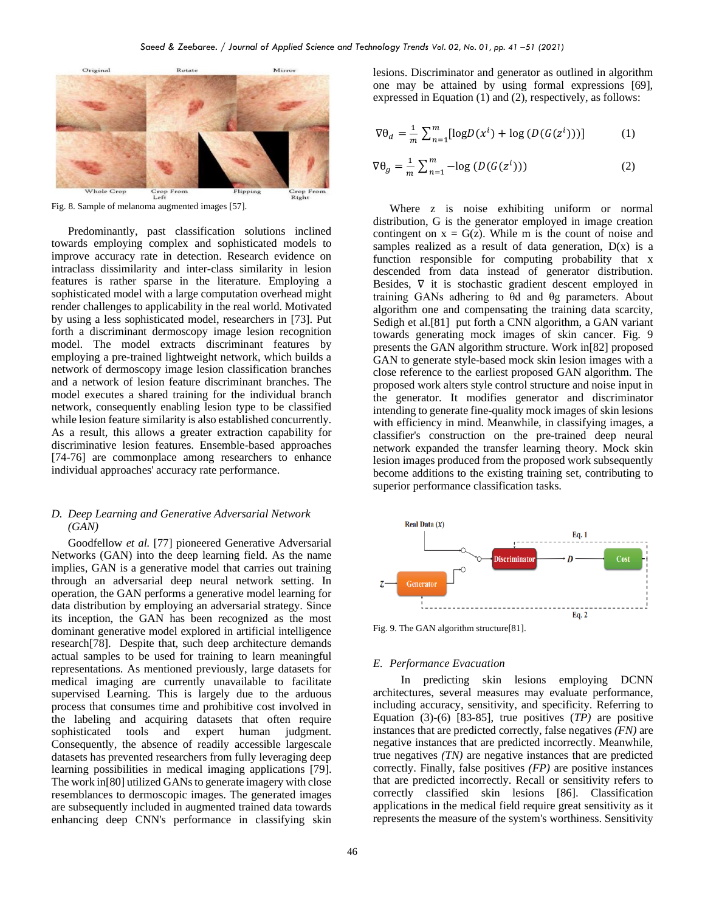Fig. 8. Sample of melanoma augmented images [57].

Predominantly, past classification solutions inclined towards employing complex and sophisticated models to improve accuracy rate in detection. Research evidence on intraclass dissimilarity and inter-class similarity in lesion features is rather sparse in the literature. Employing a sophisticated model with a large computation overhead might render challenges to applicability in the real world. Motivated by using a less sophisticated model, researchers in [73]. Put forth a discriminant dermoscopy image lesion recognition model. The model extracts discriminant features by employing a pre-trained lightweight network, which builds a network of dermoscopy image lesion classification branches and a network of lesion feature discriminant branches. The model executes a shared training for the individual branch network, consequently enabling lesion type to be classified while lesion feature similarity is also established concurrently. As a result, this allows a greater extraction capability for discriminative lesion features. Ensemble-based approaches [74-76] are commonplace among researchers to enhance individual approaches' accuracy rate performance.

### D. Deep Learning and Generative Adversarial Network (GAN)

Goodfellow *et al.* [77] pioneered Generative Adversarial Networks (GAN) into the deep learning field. As the name implies, GAN is a generative model that carries out training through an adversarial deep neural network setting. In operation, the GAN performs a generative model learning for data distribution by employing an adversarial strategy. Since its inception, the GAN has been recognized as the most dominant generative model explored in artificial intelligence research[78]. Despite that, such deep architecture demands actual samples to be used for training to learn meaningful representations. As mentioned previously, large datasets for medical imaging are currently unavailable to facilitate supervised Learning. This is largely due to the arduous process that consumes time and prohibitive cost involved in the labeling and acquiring datasets that often require sophisticated tools and expert human judgment. Consequently, the absence of readily accessible largescale datasets has prevented researchers from fully leveraging deep learning possibilities in medical imaging applications [79]. The work in[80] utilized GANs to generate imagery with close resemblances to dermoscopic images. The generated images are subsequently included in augmented trained data towards enhancing deep CNN's performance in classifying skin lesions. Discriminator and generator as outlined in algorithm one may be attained by using formal expressions [69], expressed in Equation (1) and (2), respectively, as follows:

$$\nabla\theta_d = \frac{1}{m}\sum_{n=1}^{m}[\log D(x^i) + \log(D(G(z^i)))] \quad (1)$$

$$\nabla\theta_g = \frac{1}{m}\sum_{n=1}^{m} -\log(D(G(z^i))) \quad (2)$$

Where z is noise exhibiting uniform or normal distribution, G is the generator employed in image creation contingent on x = G(z). While m is the count of noise and samples realized as a result of data generation, D(x) is a function responsible for computing probability that x descended from data instead of generator distribution. Besides, ∇ it is stochastic gradient descent employed in training GANs adhering to θd and θg parameters. About algorithm one and compensating the training data scarcity, Sedigh et al.[81] put forth a CNN algorithm, a GAN variant towards generating mock images of skin cancer. Fig. 9 presents the GAN algorithm structure. Work in[82] proposed GAN to generate style-based mock skin lesion images with a close reference to the earliest proposed GAN algorithm. The proposed work alters style control structure and noise input in the generator. It modifies generator and discriminator intending to generate fine-quality mock images of skin lesions with efficiency in mind. Meanwhile, in classifying images, a classifier's construction on the pre-trained deep neural network expanded the transfer learning theory. Mock skin lesion images produced from the proposed work subsequently become additions to the existing training set, contributing to superior performance classification tasks.

Fig. 9. The GAN algorithm structure[81].

### E. Performance Evacuation

In predicting skin lesions employing DCNN architectures, several measures may evaluate performance, including accuracy, sensitivity, and specificity. Referring to Equation (3)-(6) [83-85], true positives (*TP*) are positive instances that are predicted correctly, false negatives *(FN)* are negative instances that are predicted incorrectly. Meanwhile, true negatives *(TN)* are negative instances that are predicted correctly. Finally, false positives *(FP)* are positive instances that are predicted incorrectly. Recall or sensitivity refers to correctly classified skin lesions [86]. Classification applications in the medical field require great sensitivity as it represents the measure of the system's worthiness. Sensitivity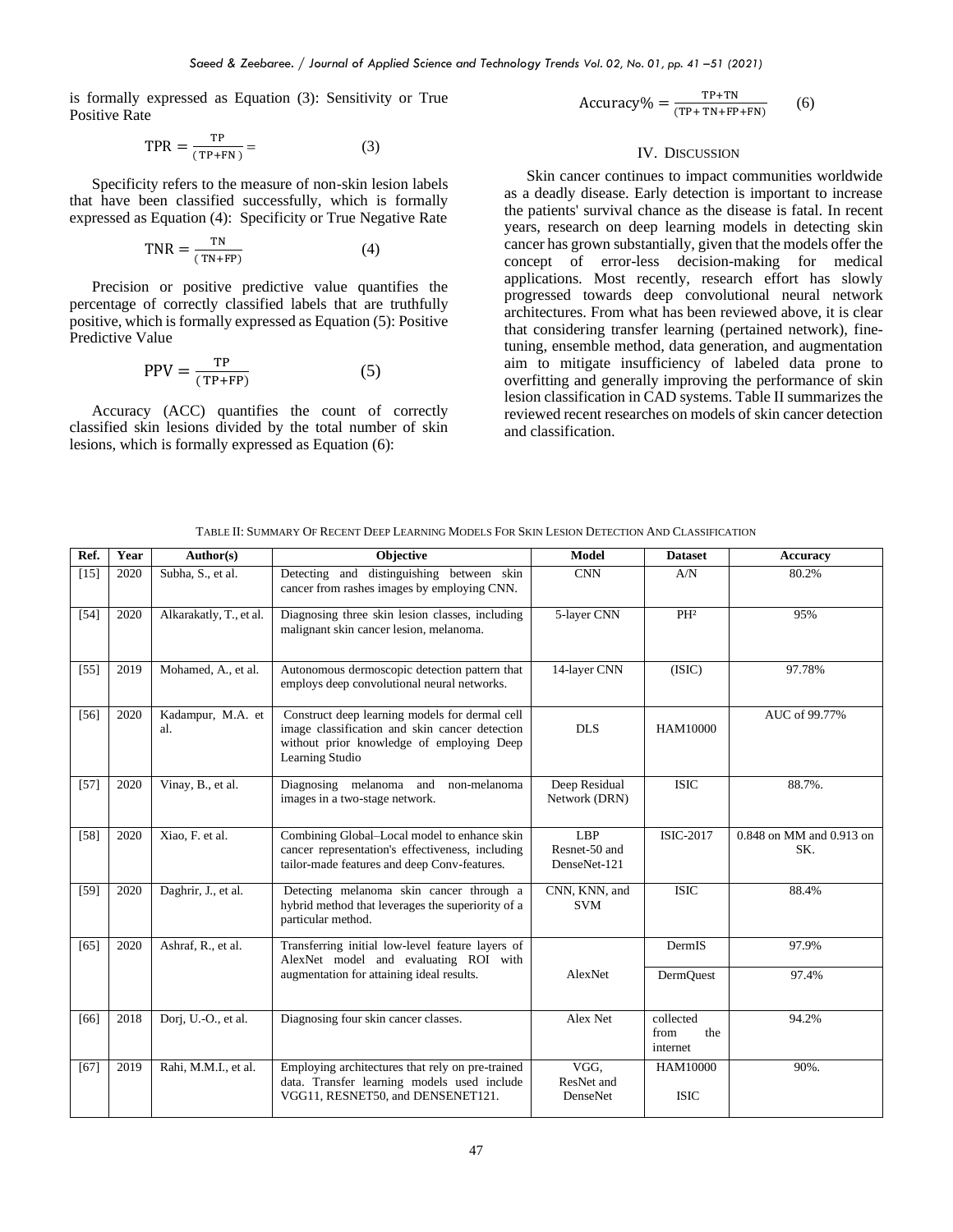is formally expressed as Equation (3): Sensitivity or True Positive Rate

$$\mathrm{TPR} = \frac{\mathrm{TP}}{(\mathrm{TP+FN})} = \quad (3)$$

Specificity refers to the measure of non-skin lesion labels that have been classified successfully, which is formally expressed as Equation (4): Specificity or True Negative Rate

$$\mathrm{TNR} = \frac{\mathrm{TN}}{(\mathrm{TN+FP})} \quad (4)$$

Precision or positive predictive value quantifies the percentage of correctly classified labels that are truthfully positive, which is formally expressed as Equation (5): Positive Predictive Value

$$\mathrm{PPV} = \frac{\mathrm{TP}}{(\mathrm{TP+FP})} \quad (5)$$

Accuracy (ACC) quantifies the count of correctly classified skin lesions divided by the total number of skin lesions, which is formally expressed as Equation (6):

$$\mathrm{Accuracy\%} = \frac{\mathrm{TP+TN}}{(\mathrm{TP+TN+FP+FN})} \quad (6)$$

## IV. Discussion

Skin cancer continues to impact communities worldwide as a deadly disease. Early detection is important to increase the patients' survival chance as the disease is fatal. In recent years, research on deep learning models in detecting skin cancer has grown substantially, given that the models offer the concept of error-less decision-making for medical applications. Most recently, research effort has slowly progressed towards deep convolutional neural network architectures. From what has been reviewed above, it is clear that considering transfer learning (pertained network), fine-tuning, ensemble method, data generation, and augmentation aim to mitigate insufficiency of labeled data prone to overfitting and generally improving the performance of skin lesion classification in CAD systems. Table II summarizes the reviewed recent researches on models of skin cancer detection and classification.

TABLE II: SUMMARY OF RECENT DEEP LEARNING MODELS FOR SKIN LESION DETECTION AND CLASSIFICATION

| Ref. | Year | Author(s) | Objective | Model | Dataset | Accuracy |
|---|---|---|---|---|---|---|
| [15] | 2020 | Subha, S., et al. | Detecting and distinguishing between skin cancer from rashes images by employing CNN. | CNN | A/N | 80.2% |
| [54] | 2020 | Alkarakatly, T., et al. | Diagnosing three skin lesion classes, including malignant skin cancer lesion, melanoma. | 5-layer CNN | PH² | 95% |
| [55] | 2019 | Mohamed, A., et al. | Autonomous dermoscopic detection pattern that employs deep convolutional neural networks. | 14-layer CNN | (ISIC) | 97.78% |
| [56] | 2020 | Kadampur, M.A. et al. | Construct deep learning models for dermal cell image classification and skin cancer detection without prior knowledge of employing Deep Learning Studio | DLS | HAM10000 | AUC of 99.77% |
| [57] | 2020 | Vinay, B., et al. | Diagnosing melanoma and non-melanoma images in a two-stage network. | Deep Residual Network (DRN) | ISIC | 88.7%. |
| [58] | 2020 | Xiao, F. et al. | Combining Global–Local model to enhance skin cancer representation's effectiveness, including tailor-made features and deep Conv-features. | LBP Resnet-50 and DenseNet-121 | ISIC-2017 | 0.848 on MM and 0.913 on SK. |
| [59] | 2020 | Daghrir, J., et al. | Detecting melanoma skin cancer through a hybrid method that leverages the superiority of a particular method. | CNN, KNN, and SVM | ISIC | 88.4% |
| [65] | 2020 | Ashraf, R., et al. | Transferring initial low-level feature layers of AlexNet model and evaluating ROI with augmentation for attaining ideal results. | AlexNet | DermIS | 97.9% |
| | | | | | DermQuest | 97.4% |
| [66] | 2018 | Dorj, U.-O., et al. | Diagnosing four skin cancer classes. | Alex Net | collected from the internet | 94.2% |
| [67] | 2019 | Rahi, M.M.I., et al. | Employing architectures that rely on pre-trained data. Transfer learning models used include VGG11, RESNET50, and DENSENET121. | VGG, ResNet and DenseNet | HAM10000 ISIC | 90%. |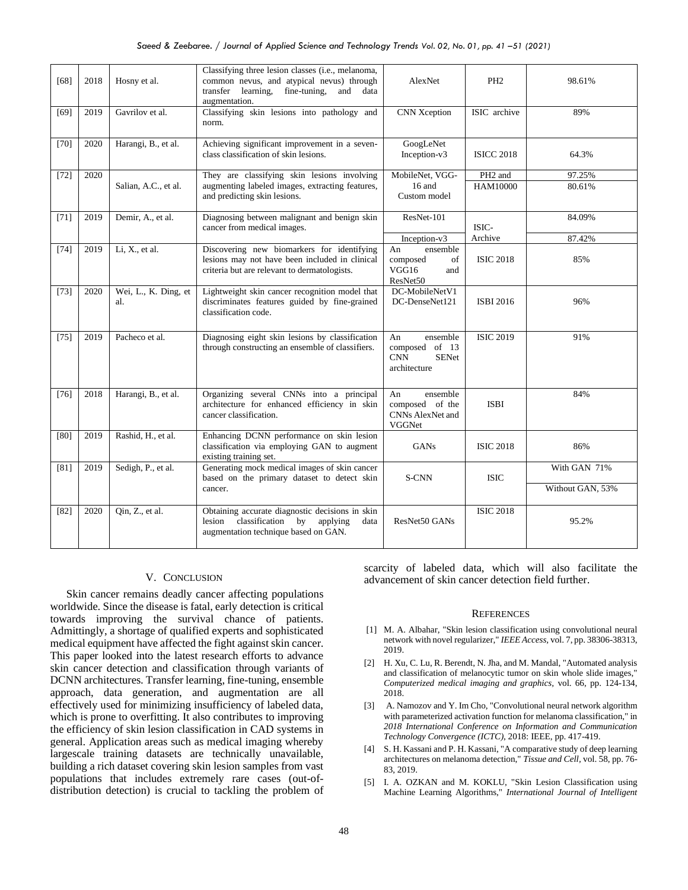| [68] | 2018 | Hosny et al. | Classifying three lesion classes (i.e., melanoma, common nevus, and atypical nevus) through transfer learning, fine-tuning, and data augmentation. | AlexNet | PH2 | 98.61% |
|---|---|---|---|---|---|---|
| [69] | 2019 | Gavrilov et al. | Classifying skin lesions into pathology and norm. | CNN Xception | ISIC archive | 89% |
| [70] | 2020 | Harangi, B., et al. | Achieving significant improvement in a seven-class classification of skin lesions. | GoogLeNet Inception-v3 | ISICC 2018 | 64.3% |
| [72] | 2020 | Salian, A.C., et al. | They are classifying skin lesions involving augmenting labeled images, extracting features, and predicting skin lesions. | MobileNet, VGG-16 and Custom model | PH2 and HAM10000 | 97.25% 80.61% |
| [71] | 2019 | Demir, A., et al. | Diagnosing between malignant and benign skin cancer from medical images. | ResNet-101 | ISIC-Archive | 84.09% |
| | | | | Inception-v3 | | 87.42% |
| [74] | 2019 | Li, X., et al. | Discovering new biomarkers for identifying lesions may not have been included in clinical criteria but are relevant to dermatologists. | An ensemble composed of VGG16 and ResNet50 | ISIC 2018 | 85% |
| [73] | 2020 | Wei, L., K. Ding, et al. | Lightweight skin cancer recognition model that discriminates features guided by fine-grained classification code. | DC-MobileNetV1 DC-DenseNet121 | ISBI 2016 | 96% |
| [75] | 2019 | Pacheco et al. | Diagnosing eight skin lesions by classification through constructing an ensemble of classifiers. | An ensemble composed of 13 CNN SENet architecture | ISIC 2019 | 91% |
| [76] | 2018 | Harangi, B., et al. | Organizing several CNNs into a principal architecture for enhanced efficiency in skin cancer classification. | An ensemble composed of the CNNs AlexNet and VGGNet | ISBI | 84% |
| [80] | 2019 | Rashid, H., et al. | Enhancing DCNN performance on skin lesion classification via employing GAN to augment existing training set. | GANs | ISIC 2018 | 86% |
| [81] | 2019 | Sedigh, P., et al. | Generating mock medical images of skin cancer based on the primary dataset to detect skin cancer. | S-CNN | ISIC | With GAN 71% |
| | | | | | | Without GAN, 53% |
| [82] | 2020 | Qin, Z., et al. | Obtaining accurate diagnostic decisions in skin lesion classification by applying data augmentation technique based on GAN. | ResNet50 GANs | ISIC 2018 | 95.2% |

## V. Conclusion

Skin cancer remains deadly cancer affecting populations worldwide. Since the disease is fatal, early detection is critical towards improving the survival chance of patients. Admittingly, a shortage of qualified experts and sophisticated medical equipment have affected the fight against skin cancer. This paper looked into the latest research efforts to advance skin cancer detection and classification through variants of DCNN architectures. Transfer learning, fine-tuning, ensemble approach, data generation, and augmentation are all effectively used for minimizing insufficiency of labeled data, which is prone to overfitting. It also contributes to improving the efficiency of skin lesion classification in CAD systems in general. Application areas such as medical imaging whereby largescale training datasets are technically unavailable, building a rich dataset covering skin lesion samples from vast populations that includes extremely rare cases (out-of-distribution detection) is crucial to tackling the problem of scarcity of labeled data, which will also facilitate the advancement of skin cancer detection field further.

## References

[1] M. A. Albahar, "Skin lesion classification using convolutional neural network with novel regularizer," *IEEE Access*, vol. 7, pp. 38306-38313, 2019.

[2] H. Xu, C. Lu, R. Berendt, N. Jha, and M. Mandal, "Automated analysis and classification of melanocytic tumor on skin whole slide images," *Computerized medical imaging and graphics*, vol. 66, pp. 124-134, 2018.

[3] A. Namozov and Y. Im Cho, "Convolutional neural network algorithm with parameterized activation function for melanoma classification," in *2018 International Conference on Information and Communication Technology Convergence (ICTC)*, 2018: IEEE, pp. 417-419.

[4] S. H. Kassani and P. H. Kassani, "A comparative study of deep learning architectures on melanoma detection," *Tissue and Cell*, vol. 58, pp. 76-83, 2019.

[5] I. A. OZKAN and M. KOKLU, "Skin Lesion Classification using Machine Learning Algorithms," *International Journal of Intelligent*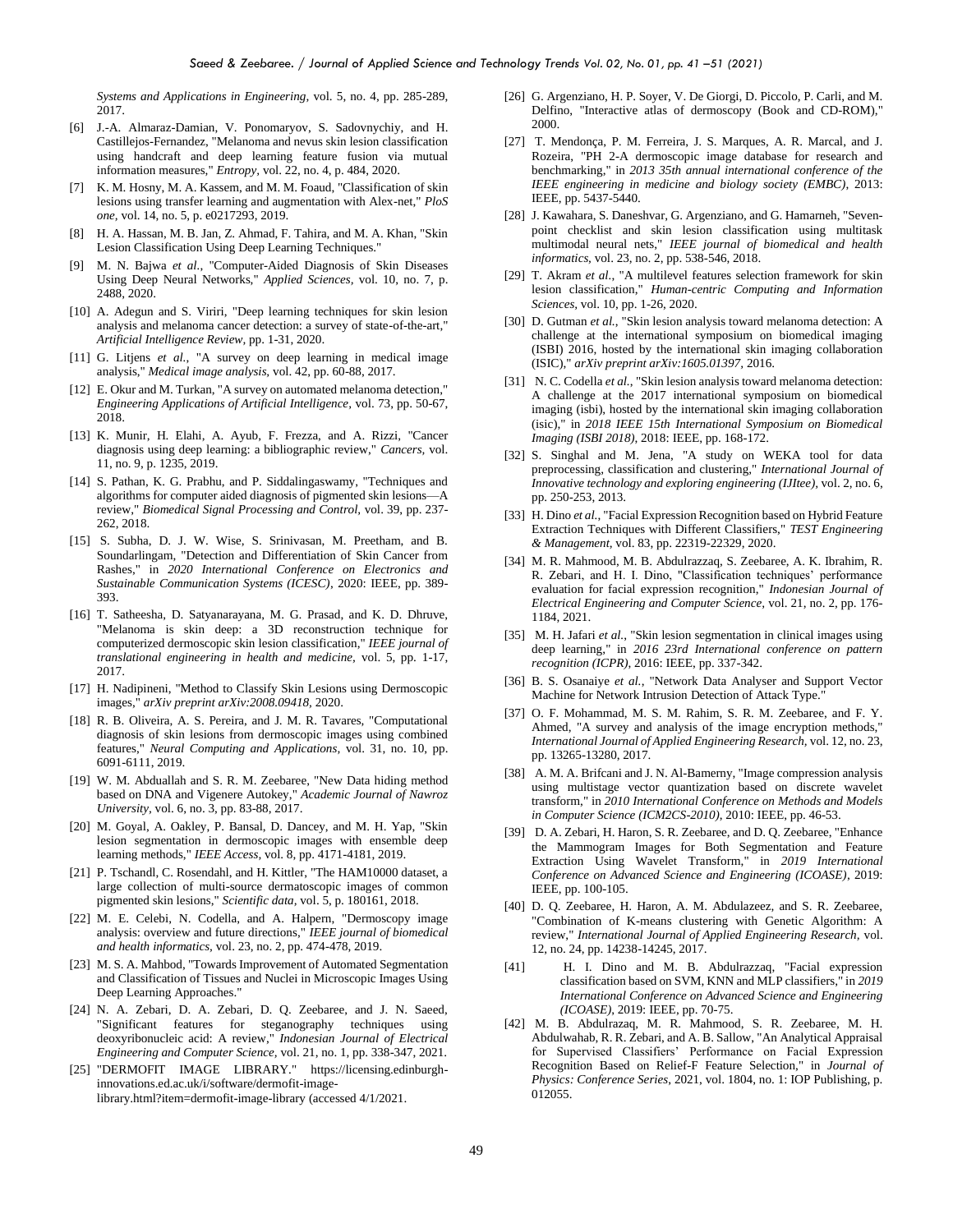*Systems and Applications in Engineering*, vol. 5, no. 4, pp. 285-289, 2017.

[6] J.-A. Almaraz-Damian, V. Ponomaryov, S. Sadovnychiy, and H. Castillejos-Fernandez, "Melanoma and nevus skin lesion classification using handcraft and deep learning feature fusion via mutual information measures," *Entropy*, vol. 22, no. 4, p. 484, 2020.

[7] K. M. Hosny, M. A. Kassem, and M. M. Foaud, "Classification of skin lesions using transfer learning and augmentation with Alex-net," *PloS one*, vol. 14, no. 5, p. e0217293, 2019.

[8] H. A. Hassan, M. B. Jan, Z. Ahmad, F. Tahira, and M. A. Khan, "Skin Lesion Classification Using Deep Learning Techniques."

[9] M. N. Bajwa *et al.*, "Computer-Aided Diagnosis of Skin Diseases Using Deep Neural Networks," *Applied Sciences*, vol. 10, no. 7, p. 2488, 2020.

[10] A. Adegun and S. Viriri, "Deep learning techniques for skin lesion analysis and melanoma cancer detection: a survey of state-of-the-art," *Artificial Intelligence Review*, pp. 1-31, 2020.

[11] G. Litjens *et al.*, "A survey on deep learning in medical image analysis," *Medical image analysis*, vol. 42, pp. 60-88, 2017.

[12] E. Okur and M. Turkan, "A survey on automated melanoma detection," *Engineering Applications of Artificial Intelligence*, vol. 73, pp. 50-67, 2018.

[13] K. Munir, H. Elahi, A. Ayub, F. Frezza, and A. Rizzi, "Cancer diagnosis using deep learning: a bibliographic review," *Cancers*, vol. 11, no. 9, p. 1235, 2019.

[14] S. Pathan, K. G. Prabhu, and P. Siddalingaswamy, "Techniques and algorithms for computer aided diagnosis of pigmented skin lesions—A review," *Biomedical Signal Processing and Control*, vol. 39, pp. 237-262, 2018.

[15] S. Subha, D. J. W. Wise, S. Srinivasan, M. Preetham, and B. Soundarlingam, "Detection and Differentiation of Skin Cancer from Rashes," in *2020 International Conference on Electronics and Sustainable Communication Systems (ICESC)*, 2020: IEEE, pp. 389-393.

[16] T. Satheesha, D. Satyanarayana, M. G. Prasad, and K. D. Dhruve, "Melanoma is skin deep: a 3D reconstruction technique for computerized dermoscopic skin lesion classification," *IEEE journal of translational engineering in health and medicine*, vol. 5, pp. 1-17, 2017.

[17] H. Nadipineni, "Method to Classify Skin Lesions using Dermoscopic images," *arXiv preprint arXiv:2008.09418*, 2020.

[18] R. B. Oliveira, A. S. Pereira, and J. M. R. Tavares, "Computational diagnosis of skin lesions from dermoscopic images using combined features," *Neural Computing and Applications*, vol. 31, no. 10, pp. 6091-6111, 2019.

[19] W. M. Abduallah and S. R. M. Zeebaree, "New Data hiding method based on DNA and Vigenere Autokey," *Academic Journal of Nawroz University*, vol. 6, no. 3, pp. 83-88, 2017.

[20] M. Goyal, A. Oakley, P. Bansal, D. Dancey, and M. H. Yap, "Skin lesion segmentation in dermoscopic images with ensemble deep learning methods," *IEEE Access*, vol. 8, pp. 4171-4181, 2019.

[21] P. Tschandl, C. Rosendahl, and H. Kittler, "The HAM10000 dataset, a large collection of multi-source dermatoscopic images of common pigmented skin lesions," *Scientific data*, vol. 5, p. 180161, 2018.

[22] M. E. Celebi, N. Codella, and A. Halpern, "Dermoscopy image analysis: overview and future directions," *IEEE journal of biomedical and health informatics*, vol. 23, no. 2, pp. 474-478, 2019.

[23] M. S. A. Mahbod, "Towards Improvement of Automated Segmentation and Classification of Tissues and Nuclei in Microscopic Images Using Deep Learning Approaches."

[24] N. A. Zebari, D. A. Zebari, D. Q. Zeebaree, and J. N. Saeed, "Significant features for steganography techniques using deoxyribonucleic acid: A review," *Indonesian Journal of Electrical Engineering and Computer Science*, vol. 21, no. 1, pp. 338-347, 2021.

[25] "DERMOFIT IMAGE LIBRARY." https://licensing.edinburgh-innovations.ed.ac.uk/i/software/dermofit-image-library.html?item=dermofit-image-library (accessed 4/1/2021.

[26] G. Argenziano, H. P. Soyer, V. De Giorgi, D. Piccolo, P. Carli, and M. Delfino, "Interactive atlas of dermoscopy (Book and CD-ROM)," 2000.

[27] T. Mendonça, P. M. Ferreira, J. S. Marques, A. R. Marcal, and J. Rozeira, "PH 2-A dermoscopic image database for research and benchmarking," in *2013 35th annual international conference of the IEEE engineering in medicine and biology society (EMBC)*, 2013: IEEE, pp. 5437-5440.

[28] J. Kawahara, S. Daneshvar, G. Argenziano, and G. Hamarneh, "Seven-point checklist and skin lesion classification using multitask multimodal neural nets," *IEEE journal of biomedical and health informatics*, vol. 23, no. 2, pp. 538-546, 2018.

[29] T. Akram *et al.*, "A multilevel features selection framework for skin lesion classification," *Human-centric Computing and Information Sciences*, vol. 10, pp. 1-26, 2020.

[30] D. Gutman *et al.*, "Skin lesion analysis toward melanoma detection: A challenge at the international symposium on biomedical imaging (ISBI) 2016, hosted by the international skin imaging collaboration (ISIC)," *arXiv preprint arXiv:1605.01397*, 2016.

[31] N. C. Codella *et al.*, "Skin lesion analysis toward melanoma detection: A challenge at the 2017 international symposium on biomedical imaging (isbi), hosted by the international skin imaging collaboration (isic)," in *2018 IEEE 15th International Symposium on Biomedical Imaging (ISBI 2018)*, 2018: IEEE, pp. 168-172.

[32] S. Singhal and M. Jena, "A study on WEKA tool for data preprocessing, classification and clustering," *International Journal of Innovative technology and exploring engineering (IJItee)*, vol. 2, no. 6, pp. 250-253, 2013.

[33] H. Dino *et al.*, "Facial Expression Recognition based on Hybrid Feature Extraction Techniques with Different Classifiers," *TEST Engineering & Management*, vol. 83, pp. 22319-22329, 2020.

[34] M. R. Mahmood, M. B. Abdulrazzaq, S. Zeebaree, A. K. Ibrahim, R. R. Zebari, and H. I. Dino, "Classification techniques' performance evaluation for facial expression recognition," *Indonesian Journal of Electrical Engineering and Computer Science*, vol. 21, no. 2, pp. 176-1184, 2021.

[35] M. H. Jafari *et al.*, "Skin lesion segmentation in clinical images using deep learning," in *2016 23rd International conference on pattern recognition (ICPR)*, 2016: IEEE, pp. 337-342.

[36] B. S. Osanaiye *et al.*, "Network Data Analyser and Support Vector Machine for Network Intrusion Detection of Attack Type."

[37] O. F. Mohammad, M. S. M. Rahim, S. R. M. Zeebaree, and F. Y. Ahmed, "A survey and analysis of the image encryption methods," *International Journal of Applied Engineering Research*, vol. 12, no. 23, pp. 13265-13280, 2017.

[38] A. M. A. Brifcani and J. N. Al-Bamerny, "Image compression analysis using multistage vector quantization based on discrete wavelet transform," in *2010 International Conference on Methods and Models in Computer Science (ICM2CS-2010)*, 2010: IEEE, pp. 46-53.

[39] D. A. Zebari, H. Haron, S. R. Zeebaree, and D. Q. Zeebaree, "Enhance the Mammogram Images for Both Segmentation and Feature Extraction Using Wavelet Transform," in *2019 International Conference on Advanced Science and Engineering (ICOASE)*, 2019: IEEE, pp. 100-105.

[40] D. Q. Zeebaree, H. Haron, A. M. Abdulazeez, and S. R. Zeebaree, "Combination of K-means clustering with Genetic Algorithm: A review," *International Journal of Applied Engineering Research*, vol. 12, no. 24, pp. 14238-14245, 2017.

[41] H. I. Dino and M. B. Abdulrazzaq, "Facial expression classification based on SVM, KNN and MLP classifiers," in *2019 International Conference on Advanced Science and Engineering (ICOASE)*, 2019: IEEE, pp. 70-75.

[42] M. B. Abdulrazaq, M. R. Mahmood, S. R. Zeebaree, M. H. Abdulwahab, R. R. Zebari, and A. B. Sallow, "An Analytical Appraisal for Supervised Classifiers' Performance on Facial Expression Recognition Based on Relief-F Feature Selection," in *Journal of Physics: Conference Series*, 2021, vol. 1804, no. 1: IOP Publishing, p. 012055.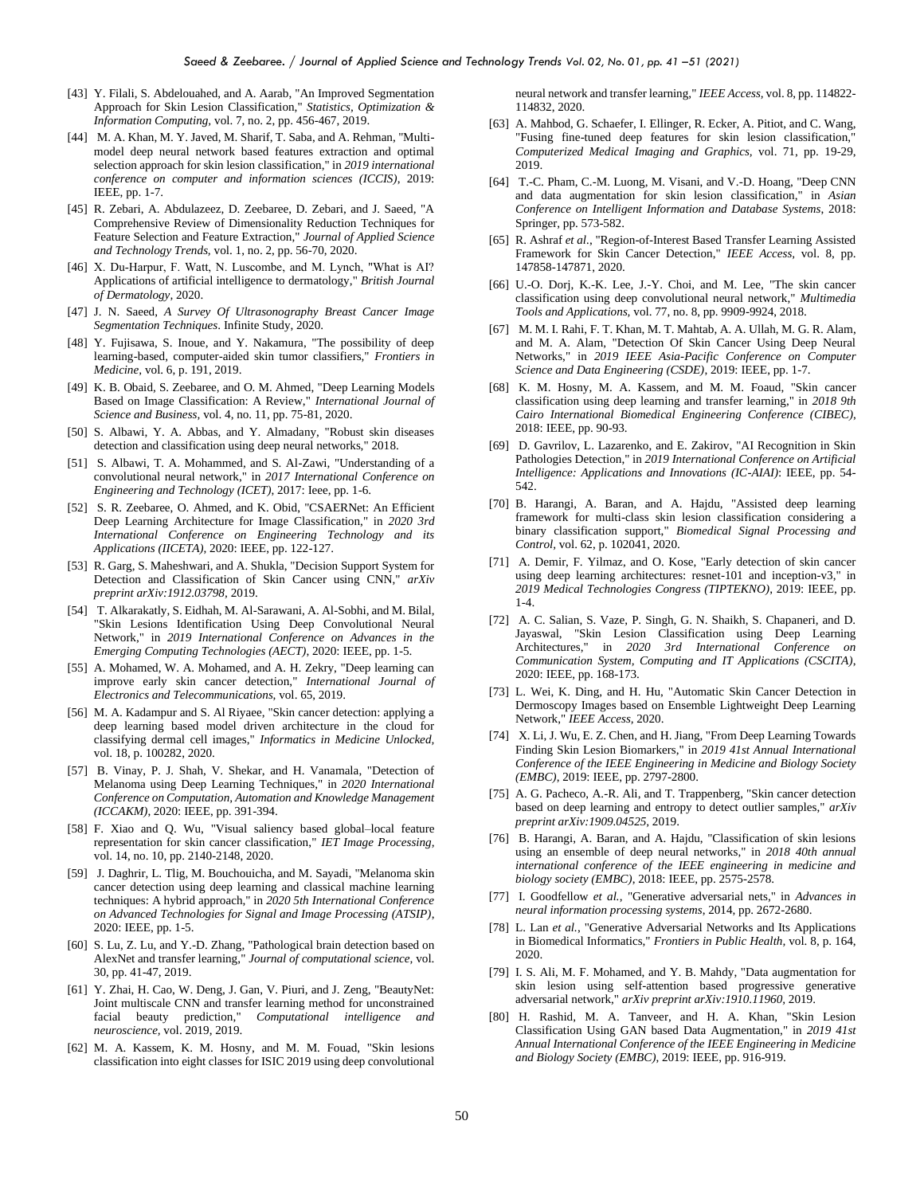[43] Y. Filali, S. Abdelouahed, and A. Aarab, "An Improved Segmentation Approach for Skin Lesion Classification," *Statistics, Optimization & Information Computing,* vol. 7, no. 2, pp. 456-467, 2019.

[44] M. A. Khan, M. Y. Javed, M. Sharif, T. Saba, and A. Rehman, "Multi-model deep neural network based features extraction and optimal selection approach for skin lesion classification," in *2019 international conference on computer and information sciences (ICCIS),* 2019: IEEE, pp. 1-7.

[45] R. Zebari, A. Abdulazeez, D. Zeebaree, D. Zebari, and J. Saeed, "A Comprehensive Review of Dimensionality Reduction Techniques for Feature Selection and Feature Extraction," *Journal of Applied Science and Technology Trends,* vol. 1, no. 2, pp. 56-70, 2020.

[46] X. Du-Harpur, F. Watt, N. Luscombe, and M. Lynch, "What is AI? Applications of artificial intelligence to dermatology," *British Journal of Dermatology,* 2020.

[47] J. N. Saeed, *A Survey Of Ultrasonography Breast Cancer Image Segmentation Techniques*. Infinite Study, 2020.

[48] Y. Fujisawa, S. Inoue, and Y. Nakamura, "The possibility of deep learning-based, computer-aided skin tumor classifiers," *Frontiers in Medicine,* vol. 6, p. 191, 2019.

[49] K. B. Obaid, S. Zeebaree, and O. M. Ahmed, "Deep Learning Models Based on Image Classification: A Review," *International Journal of Science and Business,* vol. 4, no. 11, pp. 75-81, 2020.

[50] S. Albawi, Y. A. Abbas, and Y. Almadany, "Robust skin diseases detection and classification using deep neural networks," 2018.

[51] S. Albawi, T. A. Mohammed, and S. Al-Zawi, "Understanding of a convolutional neural network," in *2017 International Conference on Engineering and Technology (ICET),* 2017: Ieee, pp. 1-6.

[52] S. R. Zeebaree, O. Ahmed, and K. Obid, "CSAERNet: An Efficient Deep Learning Architecture for Image Classification," in *2020 3rd International Conference on Engineering Technology and its Applications (IICETA),* 2020: IEEE, pp. 122-127.

[53] R. Garg, S. Maheshwari, and A. Shukla, "Decision Support System for Detection and Classification of Skin Cancer using CNN," *arXiv preprint arXiv:1912.03798,* 2019.

[54] T. Alkarakatly, S. Eidhah, M. Al-Sarawani, A. Al-Sobhi, and M. Bilal, "Skin Lesions Identification Using Deep Convolutional Neural Network," in *2019 International Conference on Advances in the Emerging Computing Technologies (AECT),* 2020: IEEE, pp. 1-5.

[55] A. Mohamed, W. A. Mohamed, and A. H. Zekry, "Deep learning can improve early skin cancer detection," *International Journal of Electronics and Telecommunications,* vol. 65, 2019.

[56] M. A. Kadampur and S. Al Riyaee, "Skin cancer detection: applying a deep learning based model driven architecture in the cloud for classifying dermal cell images," *Informatics in Medicine Unlocked,* vol. 18, p. 100282, 2020.

[57] B. Vinay, P. J. Shah, V. Shekar, and H. Vanamala, "Detection of Melanoma using Deep Learning Techniques," in *2020 International Conference on Computation, Automation and Knowledge Management (ICCAKM),* 2020: IEEE, pp. 391-394.

[58] F. Xiao and Q. Wu, "Visual saliency based global–local feature representation for skin cancer classification," *IET Image Processing,* vol. 14, no. 10, pp. 2140-2148, 2020.

[59] J. Daghrir, L. Tlig, M. Bouchouicha, and M. Sayadi, "Melanoma skin cancer detection using deep learning and classical machine learning techniques: A hybrid approach," in *2020 5th International Conference on Advanced Technologies for Signal and Image Processing (ATSIP),* 2020: IEEE, pp. 1-5.

[60] S. Lu, Z. Lu, and Y.-D. Zhang, "Pathological brain detection based on AlexNet and transfer learning," *Journal of computational science,* vol. 30, pp. 41-47, 2019.

[61] Y. Zhai, H. Cao, W. Deng, J. Gan, V. Piuri, and J. Zeng, "BeautyNet: Joint multiscale CNN and transfer learning method for unconstrained facial beauty prediction," *Computational intelligence and neuroscience,* vol. 2019, 2019.

[62] M. A. Kassem, K. M. Hosny, and M. M. Fouad, "Skin lesions classification into eight classes for ISIC 2019 using deep convolutional neural network and transfer learning," *IEEE Access,* vol. 8, pp. 114822-114832, 2020.

[63] A. Mahbod, G. Schaefer, I. Ellinger, R. Ecker, A. Pitiot, and C. Wang, "Fusing fine-tuned deep features for skin lesion classification," *Computerized Medical Imaging and Graphics,* vol. 71, pp. 19-29, 2019.

[64] T.-C. Pham, C.-M. Luong, M. Visani, and V.-D. Hoang, "Deep CNN and data augmentation for skin lesion classification," in *Asian Conference on Intelligent Information and Database Systems,* 2018: Springer, pp. 573-582.

[65] R. Ashraf *et al.*, "Region-of-Interest Based Transfer Learning Assisted Framework for Skin Cancer Detection," *IEEE Access,* vol. 8, pp. 147858-147871, 2020.

[66] U.-O. Dorj, K.-K. Lee, J.-Y. Choi, and M. Lee, "The skin cancer classification using deep convolutional neural network," *Multimedia Tools and Applications,* vol. 77, no. 8, pp. 9909-9924, 2018.

[67] M. M. I. Rahi, F. T. Khan, M. T. Mahtab, A. A. Ullah, M. G. R. Alam, and M. A. Alam, "Detection Of Skin Cancer Using Deep Neural Networks," in *2019 IEEE Asia-Pacific Conference on Computer Science and Data Engineering (CSDE),* 2019: IEEE, pp. 1-7.

[68] K. M. Hosny, M. A. Kassem, and M. M. Foaud, "Skin cancer classification using deep learning and transfer learning," in *2018 9th Cairo International Biomedical Engineering Conference (CIBEC),* 2018: IEEE, pp. 90-93.

[69] D. Gavrilov, L. Lazarenko, and E. Zakirov, "AI Recognition in Skin Pathologies Detection," in *2019 International Conference on Artificial Intelligence: Applications and Innovations (IC-AIAI)*: IEEE, pp. 54-542.

[70] B. Harangi, A. Baran, and A. Hajdu, "Assisted deep learning framework for multi-class skin lesion classification considering a binary classification support," *Biomedical Signal Processing and Control,* vol. 62, p. 102041, 2020.

[71] A. Demir, F. Yilmaz, and O. Kose, "Early detection of skin cancer using deep learning architectures: resnet-101 and inception-v3," in *2019 Medical Technologies Congress (TIPTEKNO),* 2019: IEEE, pp. 1-4.

[72] A. C. Salian, S. Vaze, P. Singh, G. N. Shaikh, S. Chapaneri, and D. Jayaswal, "Skin Lesion Classification using Deep Learning Architectures," in *2020 3rd International Conference on Communication System, Computing and IT Applications (CSCITA),* 2020: IEEE, pp. 168-173.

[73] L. Wei, K. Ding, and H. Hu, "Automatic Skin Cancer Detection in Dermoscopy Images based on Ensemble Lightweight Deep Learning Network," *IEEE Access,* 2020.

[74] X. Li, J. Wu, E. Z. Chen, and H. Jiang, "From Deep Learning Towards Finding Skin Lesion Biomarkers," in *2019 41st Annual International Conference of the IEEE Engineering in Medicine and Biology Society (EMBC),* 2019: IEEE, pp. 2797-2800.

[75] A. G. Pacheco, A.-R. Ali, and T. Trappenberg, "Skin cancer detection based on deep learning and entropy to detect outlier samples," *arXiv preprint arXiv:1909.04525,* 2019.

[76] B. Harangi, A. Baran, and A. Hajdu, "Classification of skin lesions using an ensemble of deep neural networks," in *2018 40th annual international conference of the IEEE engineering in medicine and biology society (EMBC),* 2018: IEEE, pp. 2575-2578.

[77] I. Goodfellow *et al.*, "Generative adversarial nets," in *Advances in neural information processing systems,* 2014, pp. 2672-2680.

[78] L. Lan *et al.*, "Generative Adversarial Networks and Its Applications in Biomedical Informatics," *Frontiers in Public Health,* vol. 8, p. 164, 2020.

[79] I. S. Ali, M. F. Mohamed, and Y. B. Mahdy, "Data augmentation for skin lesion using self-attention based progressive generative adversarial network," *arXiv preprint arXiv:1910.11960,* 2019.

[80] H. Rashid, M. A. Tanveer, and H. A. Khan, "Skin Lesion Classification Using GAN based Data Augmentation," in *2019 41st Annual International Conference of the IEEE Engineering in Medicine and Biology Society (EMBC),* 2019: IEEE, pp. 916-919.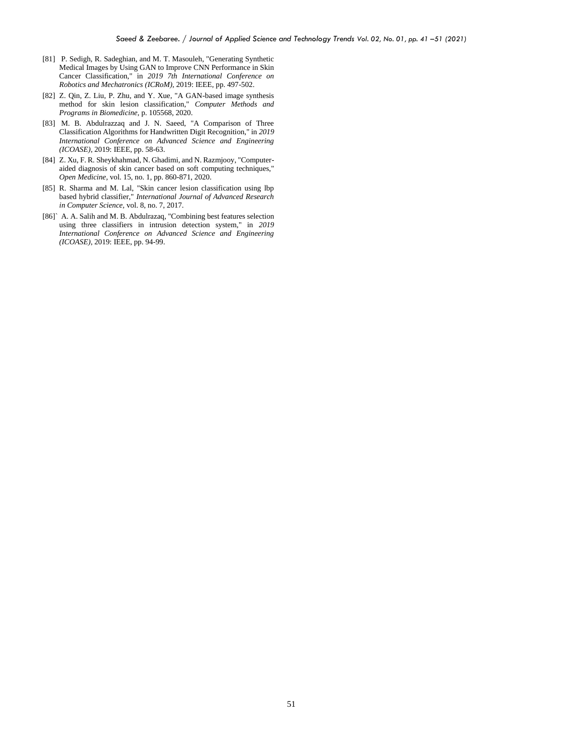[81] P. Sedigh, R. Sadeghian, and M. T. Masouleh, "Generating Synthetic Medical Images by Using GAN to Improve CNN Performance in Skin Cancer Classification," in *2019 7th International Conference on Robotics and Mechatronics (ICRoM)*, 2019: IEEE, pp. 497-502.

[82] Z. Qin, Z. Liu, P. Zhu, and Y. Xue, "A GAN-based image synthesis method for skin lesion classification," *Computer Methods and Programs in Biomedicine*, p. 105568, 2020.

[83] M. B. Abdulrazzaq and J. N. Saeed, "A Comparison of Three Classification Algorithms for Handwritten Digit Recognition," in *2019 International Conference on Advanced Science and Engineering (ICOASE)*, 2019: IEEE, pp. 58-63.

[84] Z. Xu, F. R. Sheykhahmad, N. Ghadimi, and N. Razmjooy, "Computer-aided diagnosis of skin cancer based on soft computing techniques," *Open Medicine*, vol. 15, no. 1, pp. 860-871, 2020.

[85] R. Sharma and M. Lal, "Skin cancer lesion classification using lbp based hybrid classifier," *International Journal of Advanced Research in Computer Science*, vol. 8, no. 7, 2017.

[86]` A. A. Salih and M. B. Abdulrazaq, "Combining best features selection using three classifiers in intrusion detection system," in *2019 International Conference on Advanced Science and Engineering (ICOASE)*, 2019: IEEE, pp. 94-99.